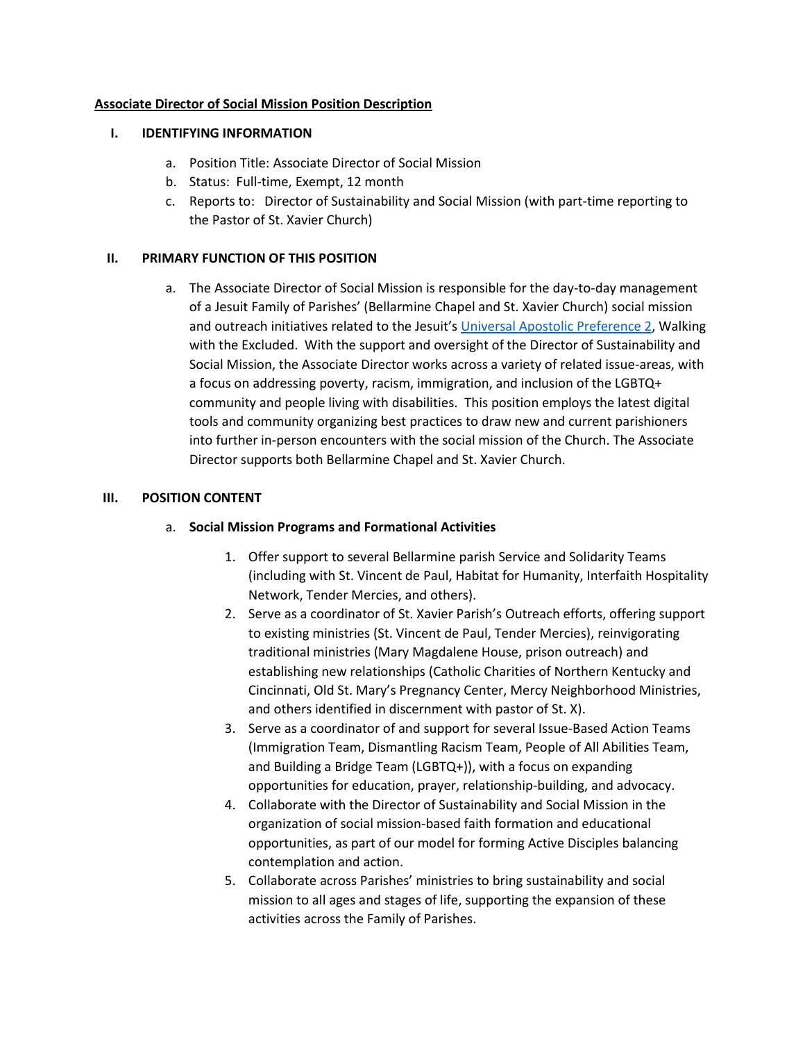**Associate Director of Social Mission Position Description**

## I. IDENTIFYING INFORMATION

a. Position Title: Associate Director of Social Mission
b. Status: Full-time, Exempt, 12 month
c. Reports to: Director of Sustainability and Social Mission (with part-time reporting to the Pastor of St. Xavier Church)

## II. PRIMARY FUNCTION OF THIS POSITION

a. The Associate Director of Social Mission is responsible for the day-to-day management of a Jesuit Family of Parishes' (Bellarmine Chapel and St. Xavier Church) social mission and outreach initiatives related to the Jesuit's Universal Apostolic Preference 2, Walking with the Excluded. With the support and oversight of the Director of Sustainability and Social Mission, the Associate Director works across a variety of related issue-areas, with a focus on addressing poverty, racism, immigration, and inclusion of the LGBTQ+ community and people living with disabilities. This position employs the latest digital tools and community organizing best practices to draw new and current parishioners into further in-person encounters with the social mission of the Church. The Associate Director supports both Bellarmine Chapel and St. Xavier Church.

## III. POSITION CONTENT

a. **Social Mission Programs and Formational Activities**

1. Offer support to several Bellarmine parish Service and Solidarity Teams (including with St. Vincent de Paul, Habitat for Humanity, Interfaith Hospitality Network, Tender Mercies, and others).
2. Serve as a coordinator of St. Xavier Parish's Outreach efforts, offering support to existing ministries (St. Vincent de Paul, Tender Mercies), reinvigorating traditional ministries (Mary Magdalene House, prison outreach) and establishing new relationships (Catholic Charities of Northern Kentucky and Cincinnati, Old St. Mary's Pregnancy Center, Mercy Neighborhood Ministries, and others identified in discernment with pastor of St. X).
3. Serve as a coordinator of and support for several Issue-Based Action Teams (Immigration Team, Dismantling Racism Team, People of All Abilities Team, and Building a Bridge Team (LGBTQ+)), with a focus on expanding opportunities for education, prayer, relationship-building, and advocacy.
4. Collaborate with the Director of Sustainability and Social Mission in the organization of social mission-based faith formation and educational opportunities, as part of our model for forming Active Disciples balancing contemplation and action.
5. Collaborate across Parishes' ministries to bring sustainability and social mission to all ages and stages of life, supporting the expansion of these activities across the Family of Parishes.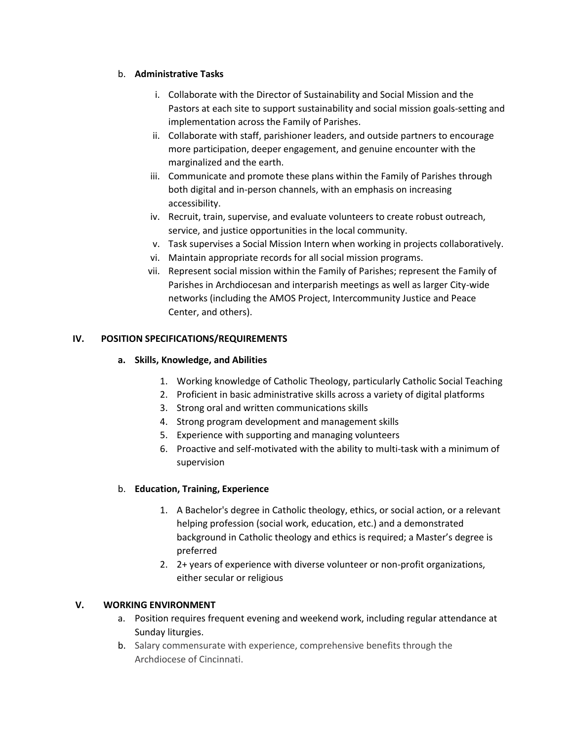b. **Administrative Tasks**

   i. Collaborate with the Director of Sustainability and Social Mission and the Pastors at each site to support sustainability and social mission goals-setting and implementation across the Family of Parishes.

   ii. Collaborate with staff, parishioner leaders, and outside partners to encourage more participation, deeper engagement, and genuine encounter with the marginalized and the earth.

   iii. Communicate and promote these plans within the Family of Parishes through both digital and in-person channels, with an emphasis on increasing accessibility.

   iv. Recruit, train, supervise, and evaluate volunteers to create robust outreach, service, and justice opportunities in the local community.

   v. Task supervises a Social Mission Intern when working in projects collaboratively.

   vi. Maintain appropriate records for all social mission programs.

   vii. Represent social mission within the Family of Parishes; represent the Family of Parishes in Archdiocesan and interparish meetings as well as larger City-wide networks (including the AMOS Project, Intercommunity Justice and Peace Center, and others).

## IV. POSITION SPECIFICATIONS/REQUIREMENTS

### a. Skills, Knowledge, and Abilities

1. Working knowledge of Catholic Theology, particularly Catholic Social Teaching
2. Proficient in basic administrative skills across a variety of digital platforms
3. Strong oral and written communications skills
4. Strong program development and management skills
5. Experience with supporting and managing volunteers
6. Proactive and self-motivated with the ability to multi-task with a minimum of supervision

### b. Education, Training, Experience

1. A Bachelor's degree in Catholic theology, ethics, or social action, or a relevant helping profession (social work, education, etc.) and a demonstrated background in Catholic theology and ethics is required; a Master's degree is preferred
2. 2+ years of experience with diverse volunteer or non-profit organizations, either secular or religious

## V. WORKING ENVIRONMENT

a. Position requires frequent evening and weekend work, including regular attendance at Sunday liturgies.

b. Salary commensurate with experience, comprehensive benefits through the Archdiocese of Cincinnati.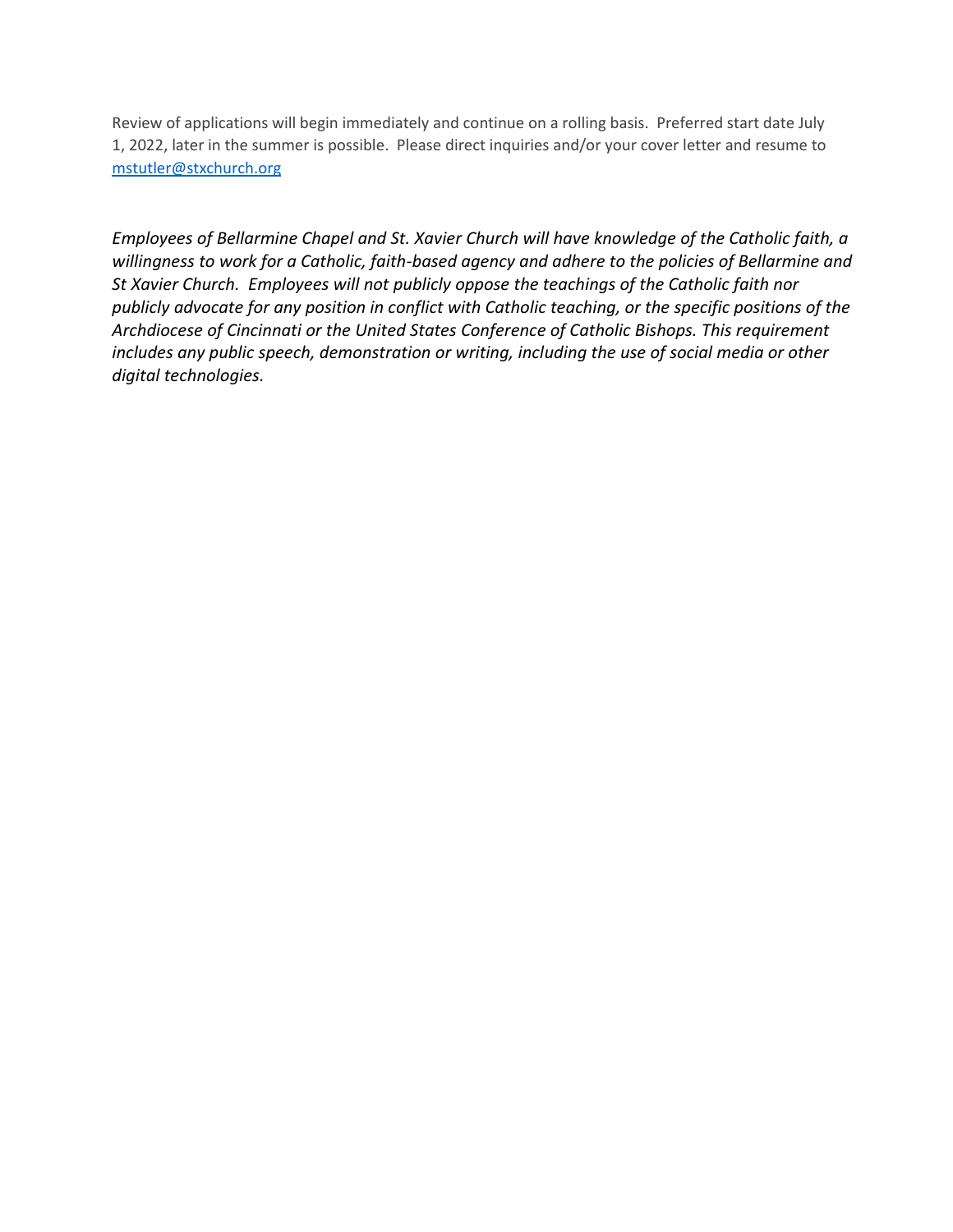Review of applications will begin immediately and continue on a rolling basis. Preferred start date July 1, 2022, later in the summer is possible. Please direct inquiries and/or your cover letter and resume to [mstutler@stxchurch.org](mailto:mstutler@stxchurch.org)

*Employees of Bellarmine Chapel and St. Xavier Church will have knowledge of the Catholic faith, a willingness to work for a Catholic, faith-based agency and adhere to the policies of Bellarmine and St Xavier Church. Employees will not publicly oppose the teachings of the Catholic faith nor publicly advocate for any position in conflict with Catholic teaching, or the specific positions of the Archdiocese of Cincinnati or the United States Conference of Catholic Bishops. This requirement includes any public speech, demonstration or writing, including the use of social media or other digital technologies.*